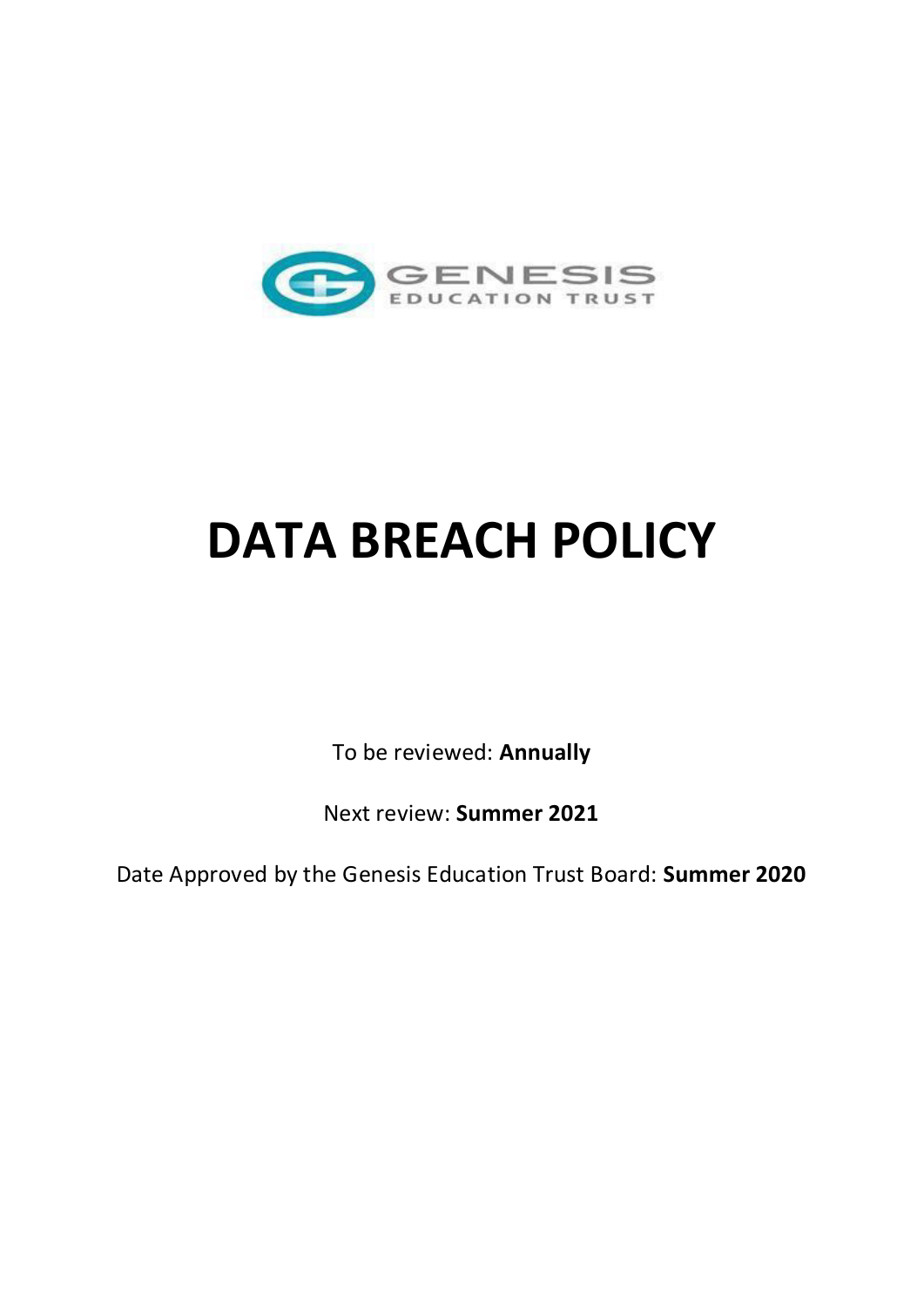GENESIS EDUCATION TRUST

# DATA BREACH POLICY

To be reviewed: **Annually**

Next review: **Summer 2021**

Date Approved by the Genesis Education Trust Board: **Summer 2020**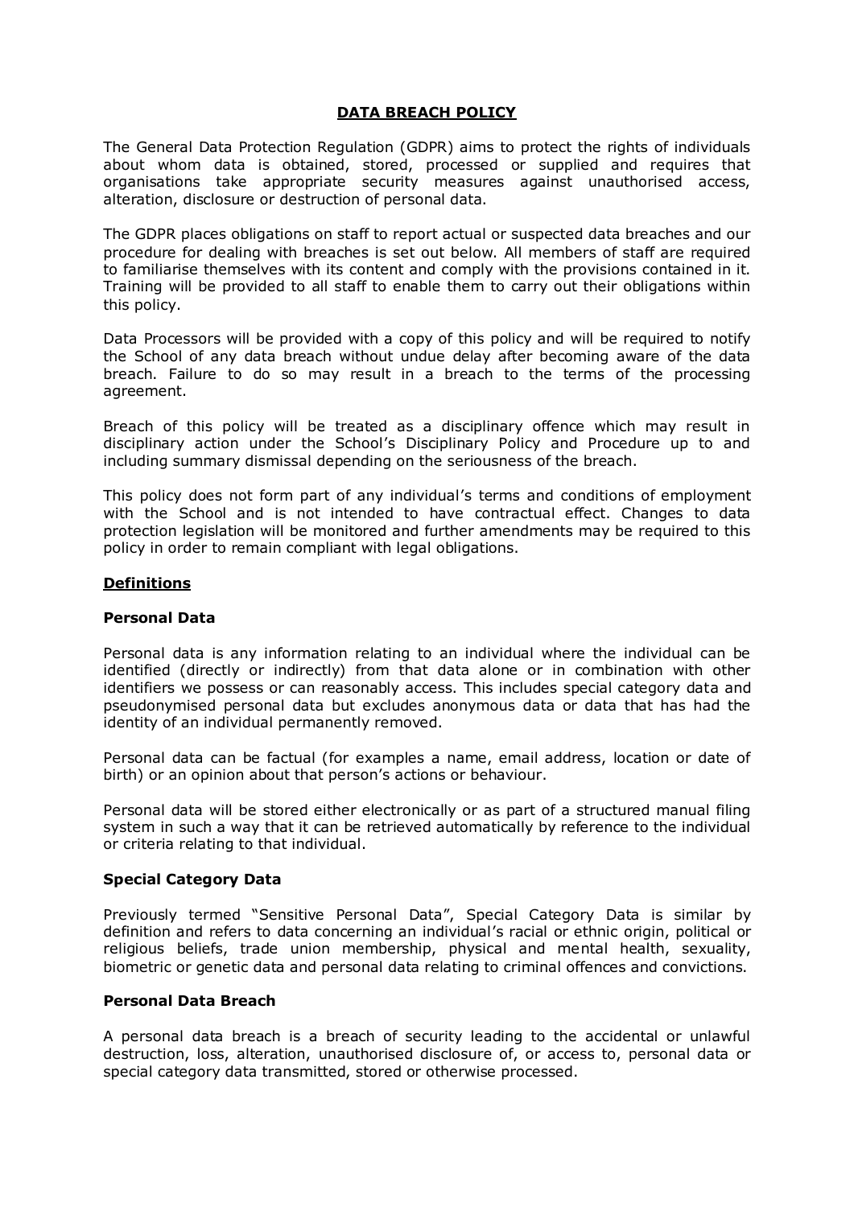# DATA BREACH POLICY

The General Data Protection Regulation (GDPR) aims to protect the rights of individuals about whom data is obtained, stored, processed or supplied and requires that organisations take appropriate security measures against unauthorised access, alteration, disclosure or destruction of personal data.

The GDPR places obligations on staff to report actual or suspected data breaches and our procedure for dealing with breaches is set out below. All members of staff are required to familiarise themselves with its content and comply with the provisions contained in it. Training will be provided to all staff to enable them to carry out their obligations within this policy.

Data Processors will be provided with a copy of this policy and will be required to notify the School of any data breach without undue delay after becoming aware of the data breach. Failure to do so may result in a breach to the terms of the processing agreement.

Breach of this policy will be treated as a disciplinary offence which may result in disciplinary action under the School's Disciplinary Policy and Procedure up to and including summary dismissal depending on the seriousness of the breach.

This policy does not form part of any individual's terms and conditions of employment with the School and is not intended to have contractual effect. Changes to data protection legislation will be monitored and further amendments may be required to this policy in order to remain compliant with legal obligations.

## Definitions

### Personal Data

Personal data is any information relating to an individual where the individual can be identified (directly or indirectly) from that data alone or in combination with other identifiers we possess or can reasonably access. This includes special category data and pseudonymised personal data but excludes anonymous data or data that has had the identity of an individual permanently removed.

Personal data can be factual (for examples a name, email address, location or date of birth) or an opinion about that person's actions or behaviour.

Personal data will be stored either electronically or as part of a structured manual filing system in such a way that it can be retrieved automatically by reference to the individual or criteria relating to that individual.

### Special Category Data

Previously termed "Sensitive Personal Data", Special Category Data is similar by definition and refers to data concerning an individual's racial or ethnic origin, political or religious beliefs, trade union membership, physical and mental health, sexuality, biometric or genetic data and personal data relating to criminal offences and convictions.

### Personal Data Breach

A personal data breach is a breach of security leading to the accidental or unlawful destruction, loss, alteration, unauthorised disclosure of, or access to, personal data or special category data transmitted, stored or otherwise processed.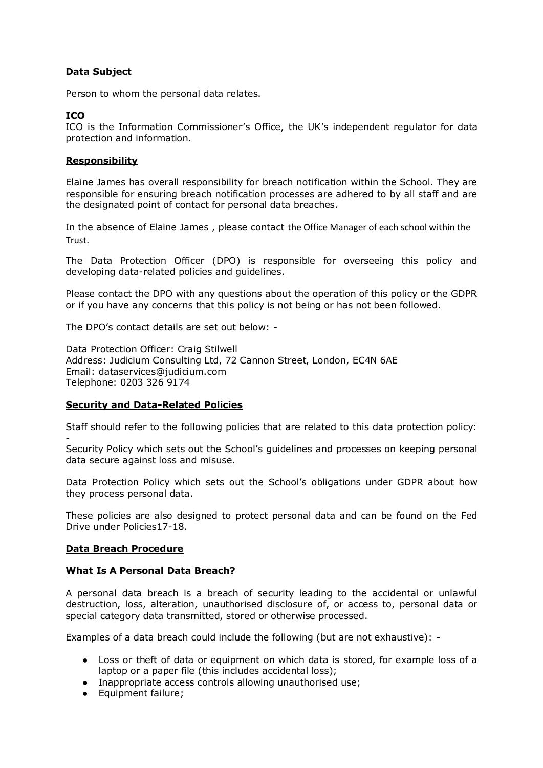**Data Subject**

Person to whom the personal data relates.

**ICO**

ICO is the Information Commissioner's Office, the UK's independent regulator for data protection and information.

## Responsibility

Elaine James has overall responsibility for breach notification within the School. They are responsible for ensuring breach notification processes are adhered to by all staff and are the designated point of contact for personal data breaches.

In the absence of Elaine James , please contact the Office Manager of each school within the Trust.

The Data Protection Officer (DPO) is responsible for overseeing this policy and developing data-related policies and guidelines.

Please contact the DPO with any questions about the operation of this policy or the GDPR or if you have any concerns that this policy is not being or has not been followed.

The DPO's contact details are set out below: -

Data Protection Officer: Craig Stilwell
Address: Judicium Consulting Ltd, 72 Cannon Street, London, EC4N 6AE
Email: dataservices@judicium.com
Telephone: 0203 326 9174

## Security and Data-Related Policies

Staff should refer to the following policies that are related to this data protection policy: -

Security Policy which sets out the School's guidelines and processes on keeping personal data secure against loss and misuse.

Data Protection Policy which sets out the School's obligations under GDPR about how they process personal data.

These policies are also designed to protect personal data and can be found on the Fed Drive under Policies17-18.

## Data Breach Procedure

### What Is A Personal Data Breach?

A personal data breach is a breach of security leading to the accidental or unlawful destruction, loss, alteration, unauthorised disclosure of, or access to, personal data or special category data transmitted, stored or otherwise processed.

Examples of a data breach could include the following (but are not exhaustive): -

- Loss or theft of data or equipment on which data is stored, for example loss of a laptop or a paper file (this includes accidental loss);
- Inappropriate access controls allowing unauthorised use;
- Equipment failure;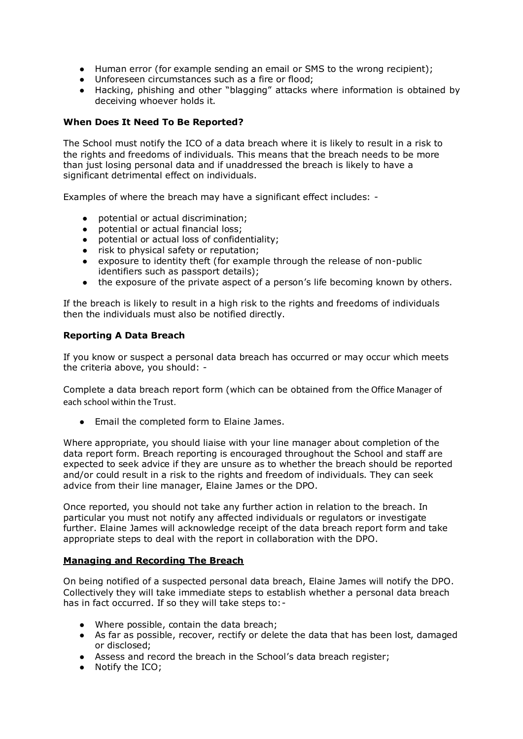- Human error (for example sending an email or SMS to the wrong recipient);
- Unforeseen circumstances such as a fire or flood;
- Hacking, phishing and other "blagging" attacks where information is obtained by deceiving whoever holds it.

**When Does It Need To Be Reported?**

The School must notify the ICO of a data breach where it is likely to result in a risk to the rights and freedoms of individuals. This means that the breach needs to be more than just losing personal data and if unaddressed the breach is likely to have a significant detrimental effect on individuals.

Examples of where the breach may have a significant effect includes: -

- potential or actual discrimination;
- potential or actual financial loss;
- potential or actual loss of confidentiality;
- risk to physical safety or reputation;
- exposure to identity theft (for example through the release of non-public identifiers such as passport details);
- the exposure of the private aspect of a person's life becoming known by others.

If the breach is likely to result in a high risk to the rights and freedoms of individuals then the individuals must also be notified directly.

**Reporting A Data Breach**

If you know or suspect a personal data breach has occurred or may occur which meets the criteria above, you should: -

Complete a data breach report form (which can be obtained from the Office Manager of each school within the Trust.

- Email the completed form to Elaine James.

Where appropriate, you should liaise with your line manager about completion of the data report form. Breach reporting is encouraged throughout the School and staff are expected to seek advice if they are unsure as to whether the breach should be reported and/or could result in a risk to the rights and freedom of individuals. They can seek advice from their line manager, Elaine James or the DPO.

Once reported, you should not take any further action in relation to the breach. In particular you must not notify any affected individuals or regulators or investigate further. Elaine James will acknowledge receipt of the data breach report form and take appropriate steps to deal with the report in collaboration with the DPO.

**Managing and Recording The Breach**

On being notified of a suspected personal data breach, Elaine James will notify the DPO. Collectively they will take immediate steps to establish whether a personal data breach has in fact occurred. If so they will take steps to:-

- Where possible, contain the data breach;
- As far as possible, recover, rectify or delete the data that has been lost, damaged or disclosed;
- Assess and record the breach in the School's data breach register;
- Notify the ICO;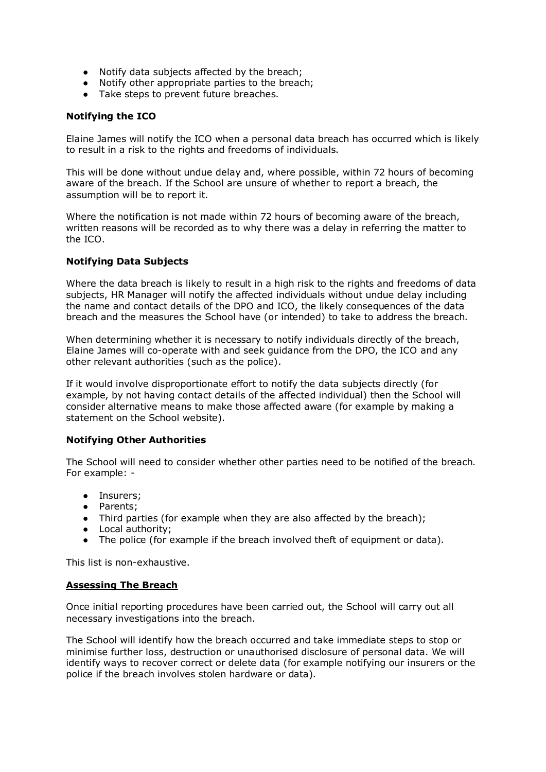- Notify data subjects affected by the breach;
- Notify other appropriate parties to the breach;
- Take steps to prevent future breaches.

**Notifying the ICO**

Elaine James will notify the ICO when a personal data breach has occurred which is likely to result in a risk to the rights and freedoms of individuals.

This will be done without undue delay and, where possible, within 72 hours of becoming aware of the breach. If the School are unsure of whether to report a breach, the assumption will be to report it.

Where the notification is not made within 72 hours of becoming aware of the breach, written reasons will be recorded as to why there was a delay in referring the matter to the ICO.

**Notifying Data Subjects**

Where the data breach is likely to result in a high risk to the rights and freedoms of data subjects, HR Manager will notify the affected individuals without undue delay including the name and contact details of the DPO and ICO, the likely consequences of the data breach and the measures the School have (or intended) to take to address the breach.

When determining whether it is necessary to notify individuals directly of the breach, Elaine James will co-operate with and seek guidance from the DPO, the ICO and any other relevant authorities (such as the police).

If it would involve disproportionate effort to notify the data subjects directly (for example, by not having contact details of the affected individual) then the School will consider alternative means to make those affected aware (for example by making a statement on the School website).

**Notifying Other Authorities**

The School will need to consider whether other parties need to be notified of the breach. For example: -

- Insurers;
- Parents;
- Third parties (for example when they are also affected by the breach);
- Local authority;
- The police (for example if the breach involved theft of equipment or data).

This list is non-exhaustive.

**<u>Assessing The Breach</u>**

Once initial reporting procedures have been carried out, the School will carry out all necessary investigations into the breach.

The School will identify how the breach occurred and take immediate steps to stop or minimise further loss, destruction or unauthorised disclosure of personal data. We will identify ways to recover correct or delete data (for example notifying our insurers or the police if the breach involves stolen hardware or data).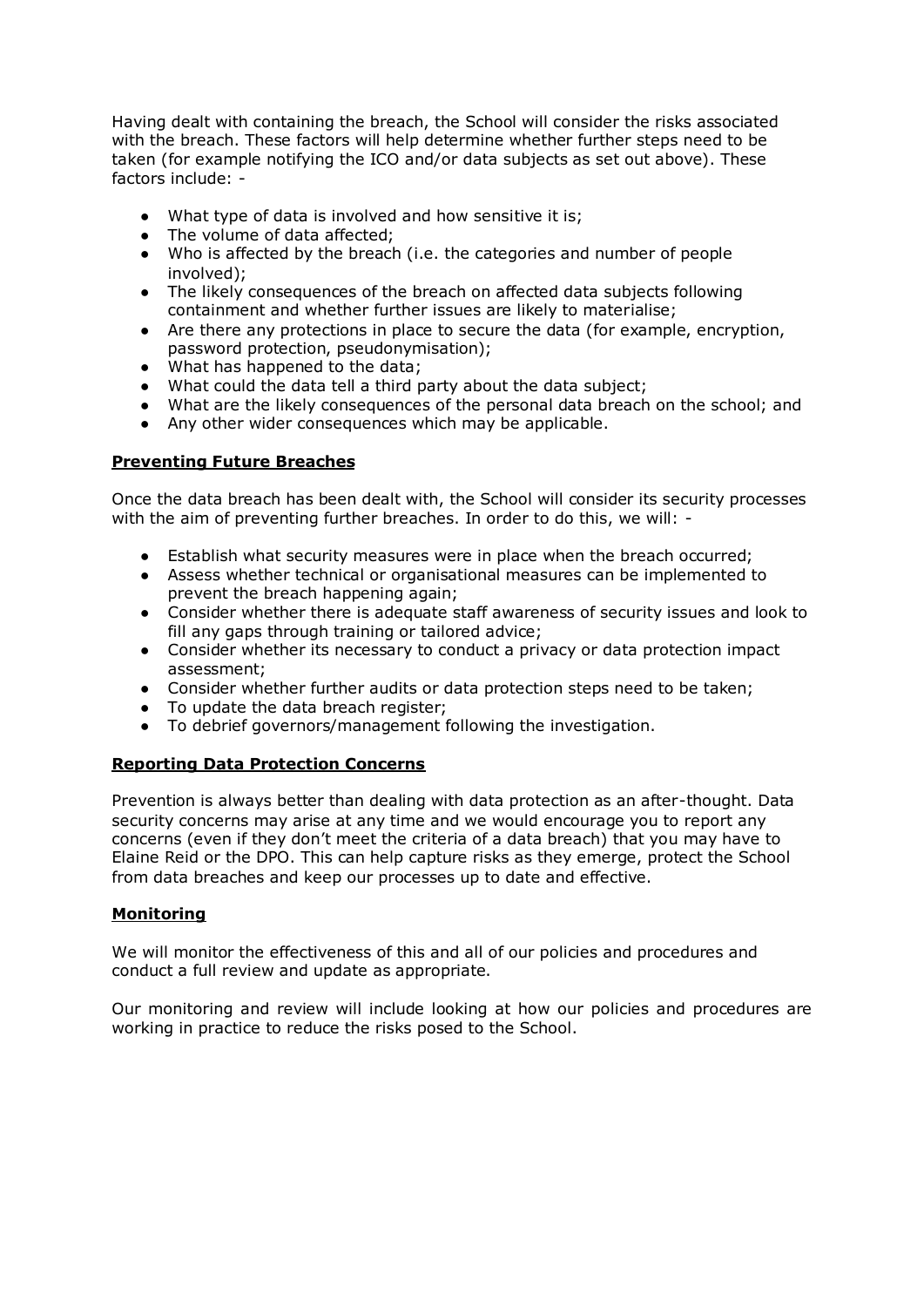Having dealt with containing the breach, the School will consider the risks associated with the breach. These factors will help determine whether further steps need to be taken (for example notifying the ICO and/or data subjects as set out above). These factors include: -

- What type of data is involved and how sensitive it is;
- The volume of data affected;
- Who is affected by the breach (i.e. the categories and number of people involved);
- The likely consequences of the breach on affected data subjects following containment and whether further issues are likely to materialise;
- Are there any protections in place to secure the data (for example, encryption, password protection, pseudonymisation);
- What has happened to the data;
- What could the data tell a third party about the data subject;
- What are the likely consequences of the personal data breach on the school; and
- Any other wider consequences which may be applicable.

**Preventing Future Breaches**

Once the data breach has been dealt with, the School will consider its security processes with the aim of preventing further breaches. In order to do this, we will: -

- Establish what security measures were in place when the breach occurred;
- Assess whether technical or organisational measures can be implemented to prevent the breach happening again;
- Consider whether there is adequate staff awareness of security issues and look to fill any gaps through training or tailored advice;
- Consider whether its necessary to conduct a privacy or data protection impact assessment;
- Consider whether further audits or data protection steps need to be taken;
- To update the data breach register;
- To debrief governors/management following the investigation.

**Reporting Data Protection Concerns**

Prevention is always better than dealing with data protection as an after-thought. Data security concerns may arise at any time and we would encourage you to report any concerns (even if they don't meet the criteria of a data breach) that you may have to Elaine Reid or the DPO. This can help capture risks as they emerge, protect the School from data breaches and keep our processes up to date and effective.

**Monitoring**

We will monitor the effectiveness of this and all of our policies and procedures and conduct a full review and update as appropriate.

Our monitoring and review will include looking at how our policies and procedures are working in practice to reduce the risks posed to the School.